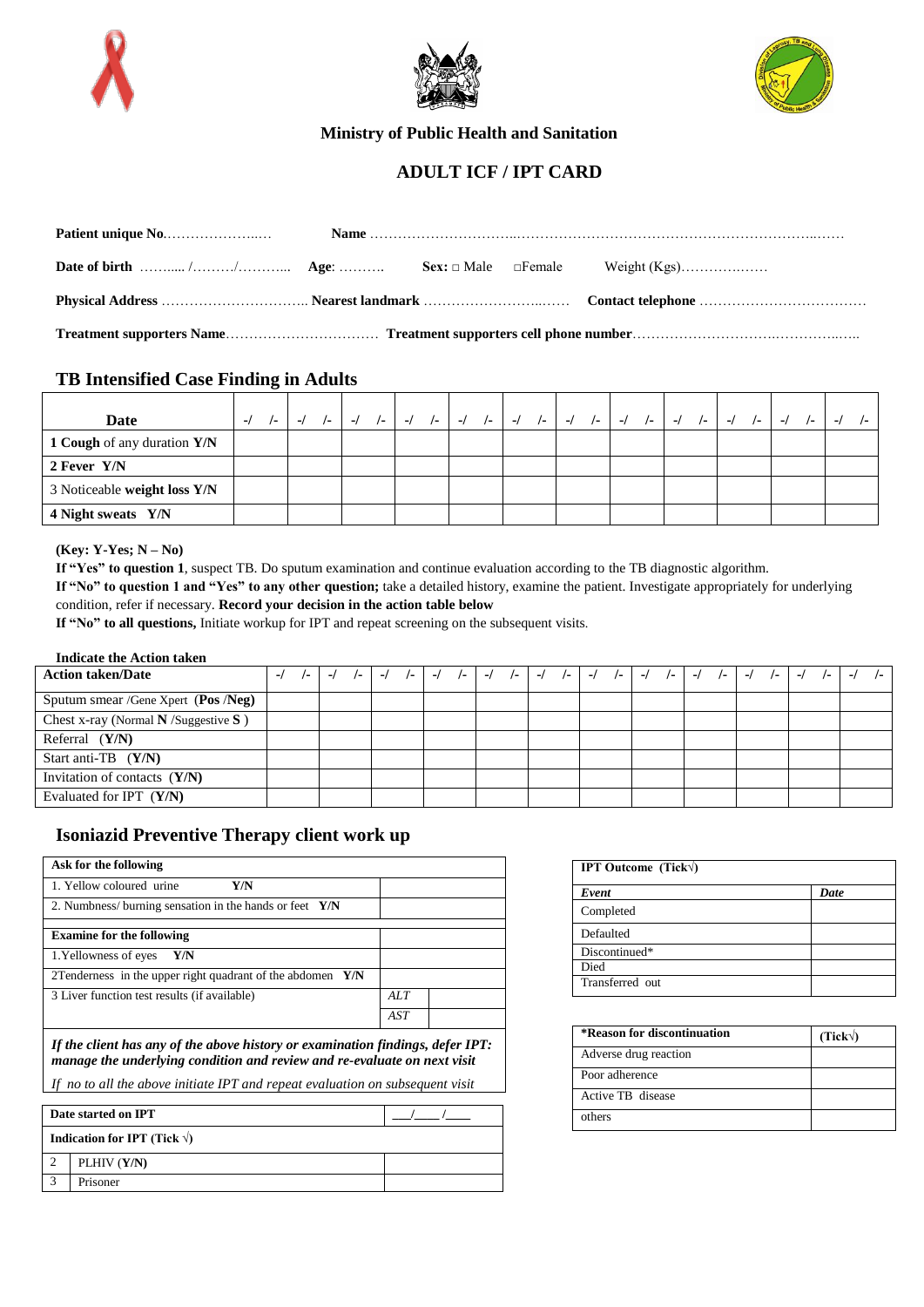**Ministry of Public Health and Sanitation**

# ADULT ICF / IPT CARD

**Patient unique No**…………………..… **Name** ……………………………..…………………………………………………..……

**Date of birth** ……..... /………/………... **Age**: ………. **Sex:** □ Male □Female Weight (Kgs)………….……

**Physical Address** ………………………….. **Nearest landmark** ……………………..…… **Contact telephone** ………………………………

**Treatment supporters Name**…………………………… **Treatment supporters cell phone number**………………………….…………..…..

## TB Intensified Case Finding in Adults

| Date | -/ /- | -/ /- | -/ /- | -/ /- | -/ /- | -/ /- | -/ /- | -/ /- | -/ /- | -/ /- | -/ /- | -/ /- |
|---|---|---|---|---|---|---|---|---|---|---|---|---|
| 1 **Cough** of any duration **Y/N** | | | | | | | | | | | | |
| 2 **Fever Y/N** | | | | | | | | | | | | |
| 3 Noticeable **weight loss Y/N** | | | | | | | | | | | | |
| 4 **Night sweats Y/N** | | | | | | | | | | | | |

**(Key: Y-Yes; N – No)**

**If "Yes" to question 1**, suspect TB. Do sputum examination and continue evaluation according to the TB diagnostic algorithm.

**If "No" to question 1 and "Yes" to any other question;** take a detailed history, examine the patient. Investigate appropriately for underlying condition, refer if necessary. **Record your decision in the action table below**

**If "No" to all questions,** Initiate workup for IPT and repeat screening on the subsequent visits.

**Indicate the Action taken**

| Action taken/Date | -/ /- | -/ /- | -/ /- | -/ /- | -/ /- | -/ /- | -/ /- | -/ /- | -/ /- | -/ /- | -/ /- | -/ /- |
|---|---|---|---|---|---|---|---|---|---|---|---|---|
| Sputum smear /Gene Xpert (**Pos** /**Neg**) | | | | | | | | | | | | |
| Chest x-ray (Normal **N** /Suggestive **S** ) | | | | | | | | | | | | |
| Referral (**Y/N**) | | | | | | | | | | | | |
| Start anti-TB (**Y/N**) | | | | | | | | | | | | |
| Invitation of contacts (**Y/N**) | | | | | | | | | | | | |
| Evaluated for IPT (**Y/N**) | | | | | | | | | | | | |

## Isoniazid Preventive Therapy client work up

| **Ask for the following** | | |
|---|---|---|
| 1. Yellow coloured urine **Y/N** | | |
| 2. Numbness/ burning sensation in the hands or feet **Y/N** | | |
| **Examine for the following** | | |
| 1.Yellowness of eyes **Y/N** | | |
| 2Tenderness in the upper right quadrant of the abdomen **Y/N** | | |
| 3 Liver function test results (if available) | *ALT* | |
| | *AST* | |

*If the client has any of the above history or examination findings, defer IPT: manage the underlying condition and review and re-evaluate on next visit*

*If no to all the above initiate IPT and repeat evaluation on subsequent visit*

| **Date started on IPT** | | \_\_\_/\_\_\_\_/\_\_\_\_ |
|---|---|---|
| **Indication for IPT (Tick √)** | | |
| 2 | PLHIV (**Y/N**) | |
| 3 | Prisoner | |

| **IPT Outcome (Tick√)** | |
|---|---|
| ***Event*** | ***Date*** |
| Completed | |
| Defaulted | |
| Discontinued* | |
| Died | |
| Transferred out | |

| **\*Reason for discontinuation** | **(Tick√)** |
|---|---|
| Adverse drug reaction | |
| Poor adherence | |
| Active TB disease | |
| others | |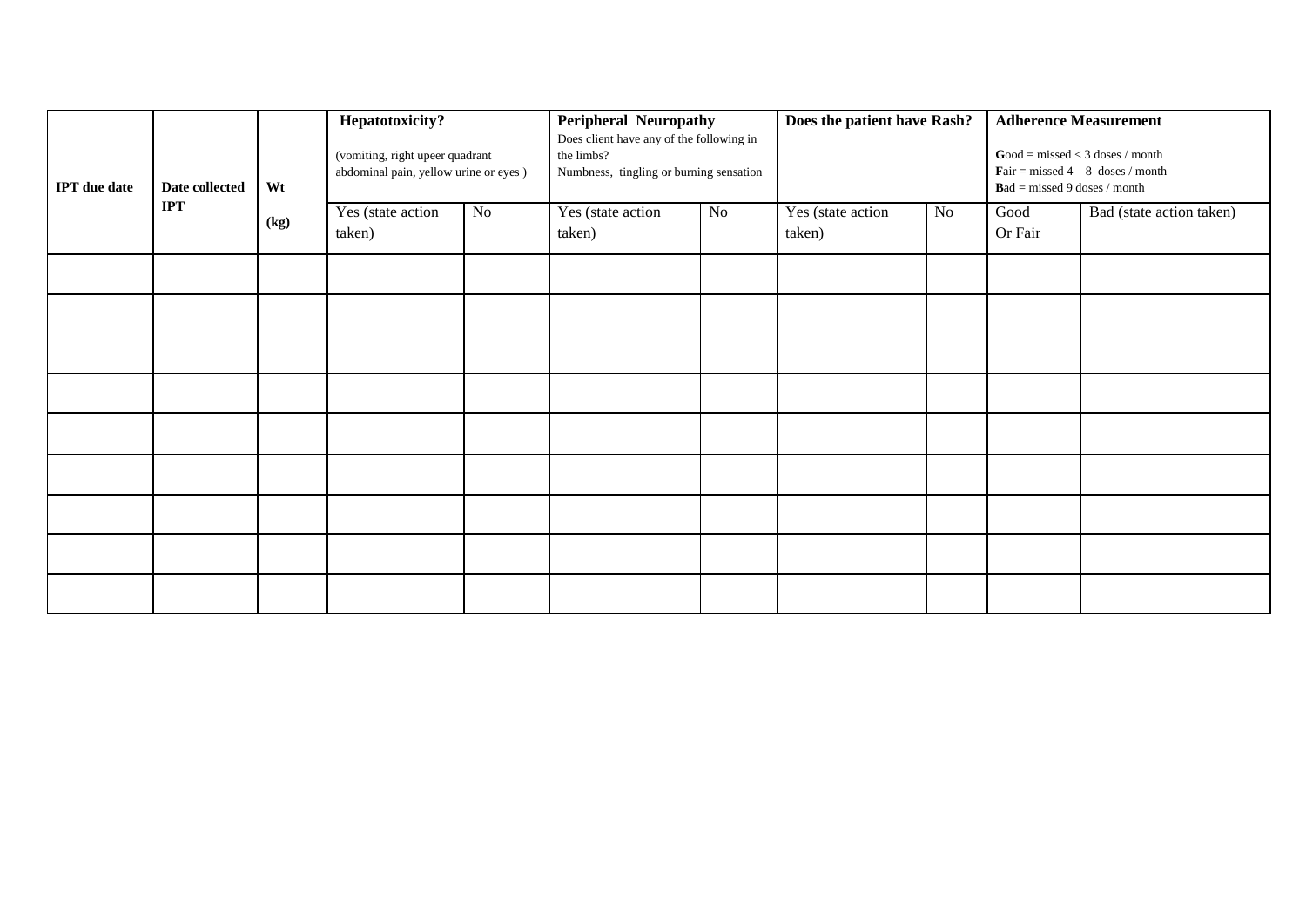| IPT due date | Date collected IPT | Wt (kg) | **Hepatotoxicity?** (vomiting, right upeer quadrant abdominal pain, yellow urine or eyes ) | | **Peripheral Neuropathy** Does client have any of the following in the limbs? Numbness, tingling or burning sensation | | **Does the patient have Rash?** | | **Adherence Measurement** **G**ood = missed < 3 doses / month **F**air = missed 4 – 8 doses / month **B**ad = missed 9 doses / month | |
|---|---|---|---|---|---|---|---|---|---|---|
| | | | Yes (state action taken) | No | Yes (state action taken) | No | Yes (state action taken) | No | Good Or Fair | Bad (state action taken) |
| | | | | | | | | | | |
| | | | | | | | | | | |
| | | | | | | | | | | |
| | | | | | | | | | | |
| | | | | | | | | | | |
| | | | | | | | | | | |
| | | | | | | | | | | |
| | | | | | | | | | | |
| | | | | | | | | | | |